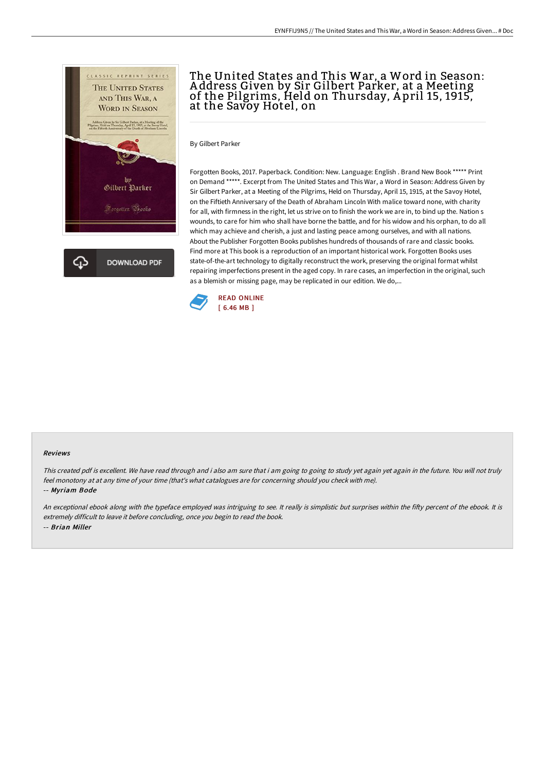# The United States and This War, a Word in Season: Address Given by Sir Gilbert Parker, at a Meeting of the Pilgrims, Held on Thursday, April 15, 1915, at the Savoy Hotel, on

By Gilbert Parker

Forgotten Books, 2017. Paperback. Condition: New. Language: English . Brand New Book ***** Print on Demand *****. Excerpt from The United States and This War, a Word in Season: Address Given by Sir Gilbert Parker, at a Meeting of the Pilgrims, Held on Thursday, April 15, 1915, at the Savoy Hotel, on the Fiftieth Anniversary of the Death of Abraham Lincoln With malice toward none, with charity for all, with firmness in the right, let us strive on to finish the work we are in, to bind up the. Nation s wounds, to care for him who shall have borne the battle, and for his widow and his orphan, to do all which may achieve and cherish, a just and lasting peace among ourselves, and with all nations. About the Publisher Forgotten Books publishes hundreds of thousands of rare and classic books. Find more at This book is a reproduction of an important historical work. Forgotten Books uses state-of-the-art technology to digitally reconstruct the work, preserving the original format whilst repairing imperfections present in the aged copy. In rare cases, an imperfection in the original, such as a blemish or missing page, may be replicated in our edition. We do,...

READ ONLINE
[ 6.46 MB ]

### Reviews

*This created pdf is excellent. We have read through and i also am sure that i am going to going to study yet again yet again in the future. You will not truly feel monotony at at any time of your time (that's what catalogues are for concerning should you check with me).*

*-- Myriam Bode*

*An exceptional ebook along with the typeface employed was intriguing to see. It really is simplistic but surprises within the fifty percent of the ebook. It is extremely difficult to leave it before concluding, once you begin to read the book.*

*-- Brian Miller*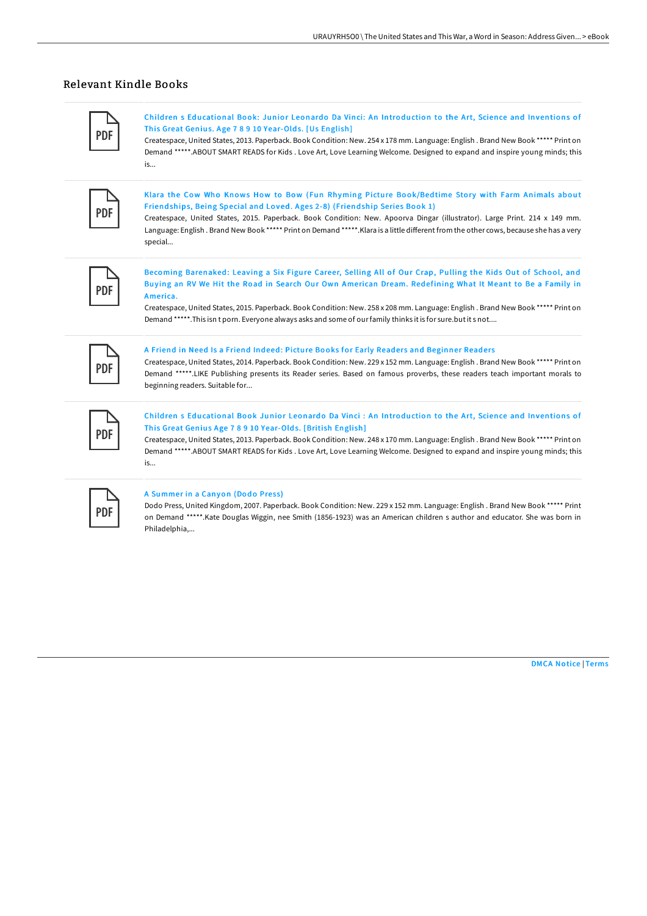## Relevant Kindle Books

**Children s Educational Book: Junior Leonardo Da Vinci: An Introduction to the Art, Science and Inventions of This Great Genius. Age 7 8 9 10 Year-Olds. [Us English]**

Createspace, United States, 2013. Paperback. Book Condition: New. 254 x 178 mm. Language: English . Brand New Book ***** Print on Demand *****.ABOUT SMART READS for Kids . Love Art, Love Learning Welcome. Designed to expand and inspire young minds; this is...

**Klara the Cow Who Knows How to Bow (Fun Rhyming Picture Book/Bedtime Story with Farm Animals about Friendships, Being Special and Loved. Ages 2-8) (Friendship Series Book 1)**

Createspace, United States, 2015. Paperback. Book Condition: New. Apoorva Dingar (illustrator). Large Print. 214 x 149 mm. Language: English . Brand New Book ***** Print on Demand *****.Klara is a little different from the other cows, because she has a very special...

**Becoming Barenaked: Leaving a Six Figure Career, Selling All of Our Crap, Pulling the Kids Out of School, and Buying an RV We Hit the Road in Search Our Own American Dream. Redefining What It Meant to Be a Family in America.**

Createspace, United States, 2015. Paperback. Book Condition: New. 258 x 208 mm. Language: English . Brand New Book ***** Print on Demand *****.This isn t porn. Everyone always asks and some of our family thinks it is for sure.but it s not....

**A Friend in Need Is a Friend Indeed: Picture Books for Early Readers and Beginner Readers**

Createspace, United States, 2014. Paperback. Book Condition: New. 229 x 152 mm. Language: English . Brand New Book ***** Print on Demand *****.LIKE Publishing presents its Reader series. Based on famous proverbs, these readers teach important morals to beginning readers. Suitable for...

**Children s Educational Book Junior Leonardo Da Vinci : An Introduction to the Art, Science and Inventions of This Great Genius Age 7 8 9 10 Year-Olds. [British English]**

Createspace, United States, 2013. Paperback. Book Condition: New. 248 x 170 mm. Language: English . Brand New Book ***** Print on Demand *****.ABOUT SMART READS for Kids . Love Art, Love Learning Welcome. Designed to expand and inspire young minds; this is...

**A Summer in a Canyon (Dodo Press)**

Dodo Press, United Kingdom, 2007. Paperback. Book Condition: New. 229 x 152 mm. Language: English . Brand New Book ***** Print on Demand *****.Kate Douglas Wiggin, nee Smith (1856-1923) was an American children s author and educator. She was born in Philadelphia,...